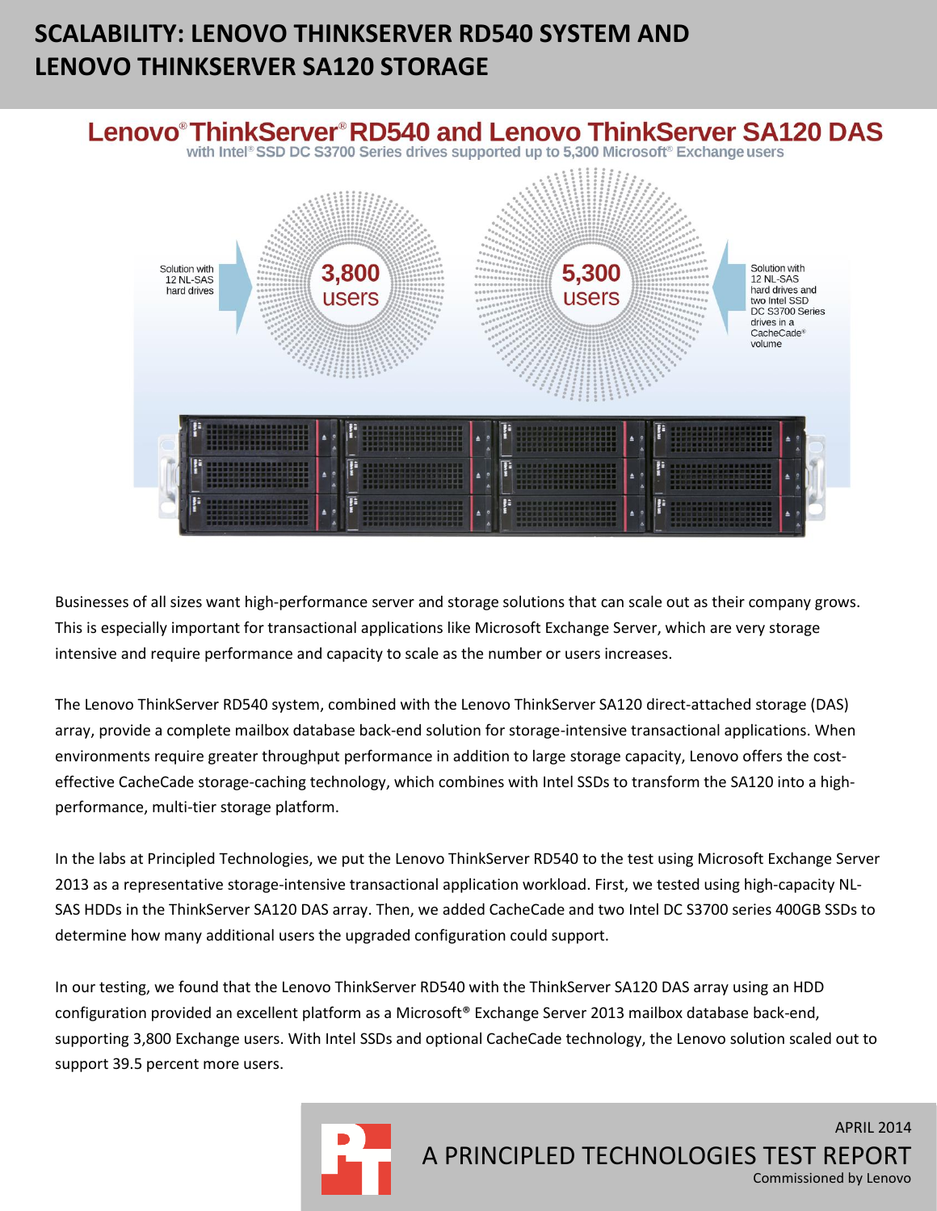# SCALABILITY: LENOVO THINKSERVER RD540 SYSTEM AND LENOVO THINKSERVER SA120 STORAGE

## Lenovo® ThinkServer® RD540 and Lenovo ThinkServer SA120 DAS

with Intel® SSD DC S3700 Series drives supported up to 5,300 Microsoft® Exchange users

Solution with 12 NL-SAS hard drives

**3,800 users**

**5,300 users**

Solution with 12 NL-SAS hard drives and two Intel SSD DC S3700 Series drives in a CacheCade® volume

Businesses of all sizes want high-performance server and storage solutions that can scale out as their company grows. This is especially important for transactional applications like Microsoft Exchange Server, which are very storage intensive and require performance and capacity to scale as the number or users increases.

The Lenovo ThinkServer RD540 system, combined with the Lenovo ThinkServer SA120 direct-attached storage (DAS) array, provide a complete mailbox database back-end solution for storage-intensive transactional applications. When environments require greater throughput performance in addition to large storage capacity, Lenovo offers the cost-effective CacheCade storage-caching technology, which combines with Intel SSDs to transform the SA120 into a high-performance, multi-tier storage platform.

In the labs at Principled Technologies, we put the Lenovo ThinkServer RD540 to the test using Microsoft Exchange Server 2013 as a representative storage-intensive transactional application workload. First, we tested using high-capacity NL-SAS HDDs in the ThinkServer SA120 DAS array. Then, we added CacheCade and two Intel DC S3700 series 400GB SSDs to determine how many additional users the upgraded configuration could support.

In our testing, we found that the Lenovo ThinkServer RD540 with the ThinkServer SA120 DAS array using an HDD configuration provided an excellent platform as a Microsoft® Exchange Server 2013 mailbox database back-end, supporting 3,800 Exchange users. With Intel SSDs and optional CacheCade technology, the Lenovo solution scaled out to support 39.5 percent more users.

APRIL 2014

A PRINCIPLED TECHNOLOGIES TEST REPORT

Commissioned by Lenovo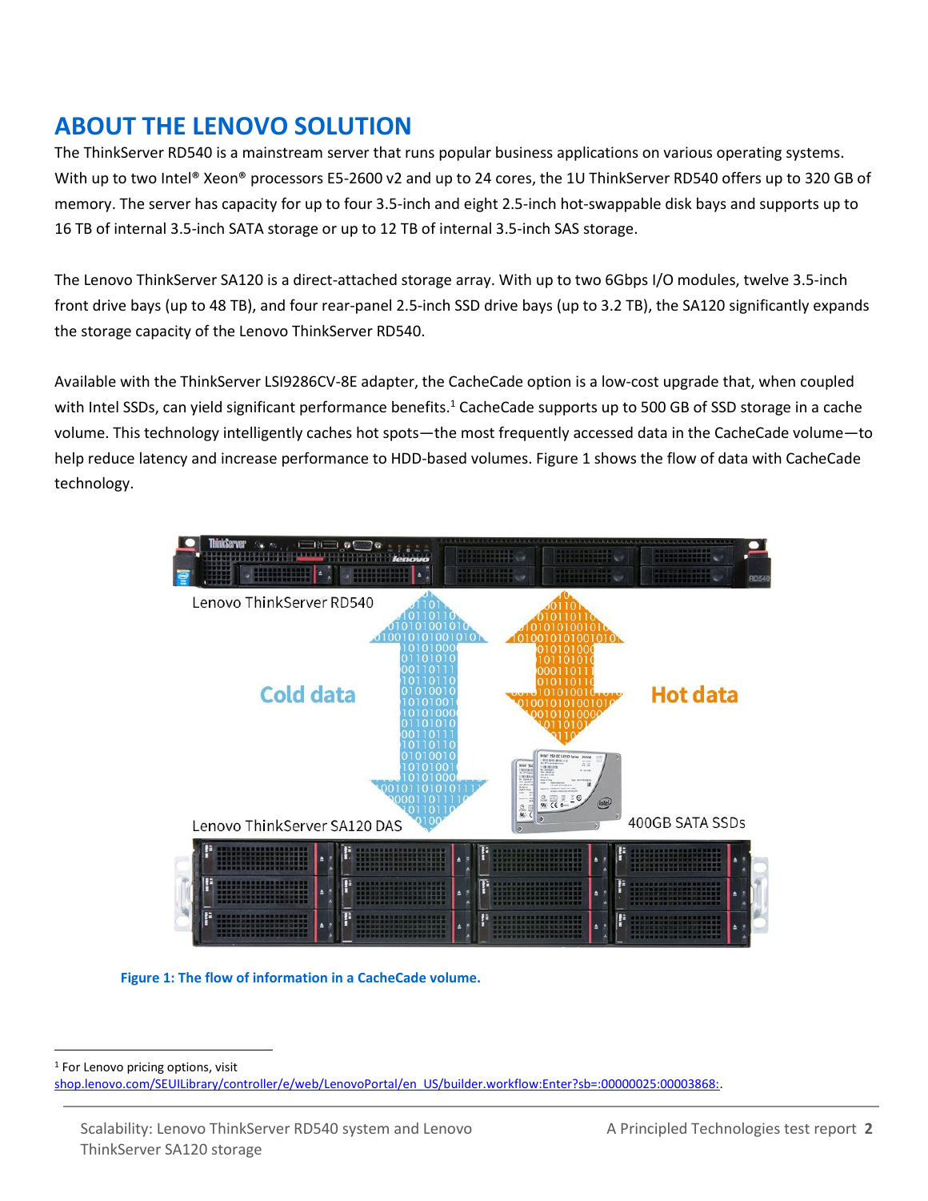## ABOUT THE LENOVO SOLUTION

The ThinkServer RD540 is a mainstream server that runs popular business applications on various operating systems. With up to two Intel® Xeon® processors E5-2600 v2 and up to 24 cores, the 1U ThinkServer RD540 offers up to 320 GB of memory. The server has capacity for up to four 3.5-inch and eight 2.5-inch hot-swappable disk bays and supports up to 16 TB of internal 3.5-inch SATA storage or up to 12 TB of internal 3.5-inch SAS storage.

The Lenovo ThinkServer SA120 is a direct-attached storage array. With up to two 6Gbps I/O modules, twelve 3.5-inch front drive bays (up to 48 TB), and four rear-panel 2.5-inch SSD drive bays (up to 3.2 TB), the SA120 significantly expands the storage capacity of the Lenovo ThinkServer RD540.

Available with the ThinkServer LSI9286CV-8E adapter, the CacheCade option is a low-cost upgrade that, when coupled with Intel SSDs, can yield significant performance benefits.[1] CacheCade supports up to 500 GB of SSD storage in a cache volume. This technology intelligently caches hot spots—the most frequently accessed data in the CacheCade volume—to help reduce latency and increase performance to HDD-based volumes. Figure 1 shows the flow of data with CacheCade technology.

Lenovo ThinkServer RD540

Cold data

Hot data

400GB SATA SSDs

Lenovo ThinkServer SA120 DAS

**Figure 1: The flow of information in a CacheCade volume.**

[1] For Lenovo pricing options, visit shop.lenovo.com/SEUILibrary/controller/e/web/LenovoPortal/en_US/builder.workflow:Enter?sb=:00000025:00003868:.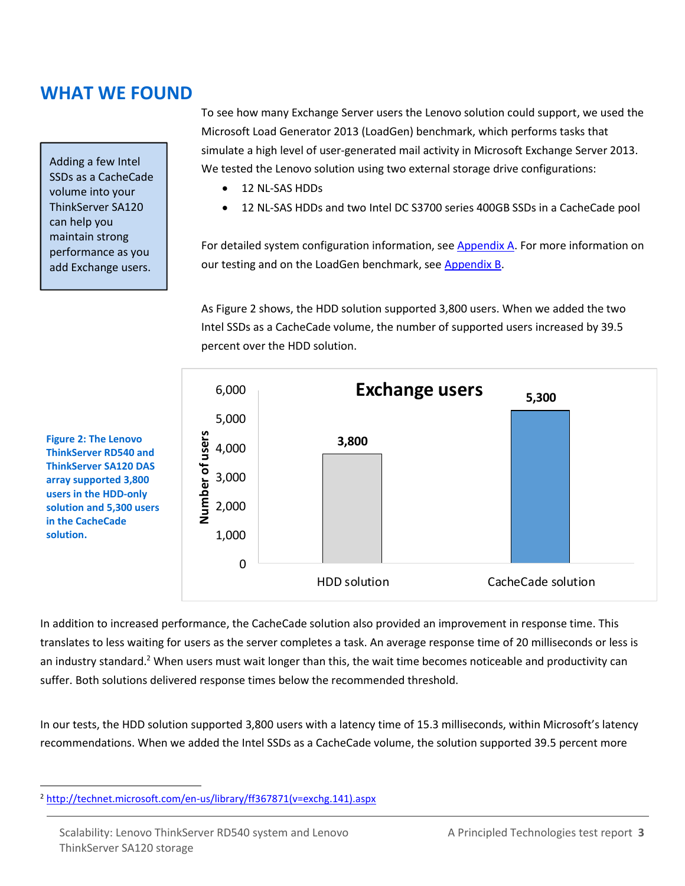## WHAT WE FOUND

Adding a few Intel SSDs as a CacheCade volume into your ThinkServer SA120 can help you maintain strong performance as you add Exchange users.

To see how many Exchange Server users the Lenovo solution could support, we used the Microsoft Load Generator 2013 (LoadGen) benchmark, which performs tasks that simulate a high level of user-generated mail activity in Microsoft Exchange Server 2013. We tested the Lenovo solution using two external storage drive configurations:

- 12 NL-SAS HDDs
- 12 NL-SAS HDDs and two Intel DC S3700 series 400GB SSDs in a CacheCade pool

For detailed system configuration information, see [Appendix A](). For more information on our testing and on the LoadGen benchmark, see [Appendix B]().

As Figure 2 shows, the HDD solution supported 3,800 users. When we added the two Intel SSDs as a CacheCade volume, the number of supported users increased by 39.5 percent over the HDD solution.

**Exchange users**

| Solution | Number of users |
| --- | --- |
| HDD solution | 3,800 |
| CacheCade solution | 5,300 |

**Figure 2: The Lenovo ThinkServer RD540 and ThinkServer SA120 DAS array supported 3,800 users in the HDD-only solution and 5,300 users in the CacheCade solution.**

In addition to increased performance, the CacheCade solution also provided an improvement in response time. This translates to less waiting for users as the server completes a task. An average response time of 20 milliseconds or less is an industry standard.[2] When users must wait longer than this, the wait time becomes noticeable and productivity can suffer. Both solutions delivered response times below the recommended threshold.

In our tests, the HDD solution supported 3,800 users with a latency time of 15.3 milliseconds, within Microsoft's latency recommendations. When we added the Intel SSDs as a CacheCade volume, the solution supported 39.5 percent more

[2] http://technet.microsoft.com/en-us/library/ff367871(v=exchg.141).aspx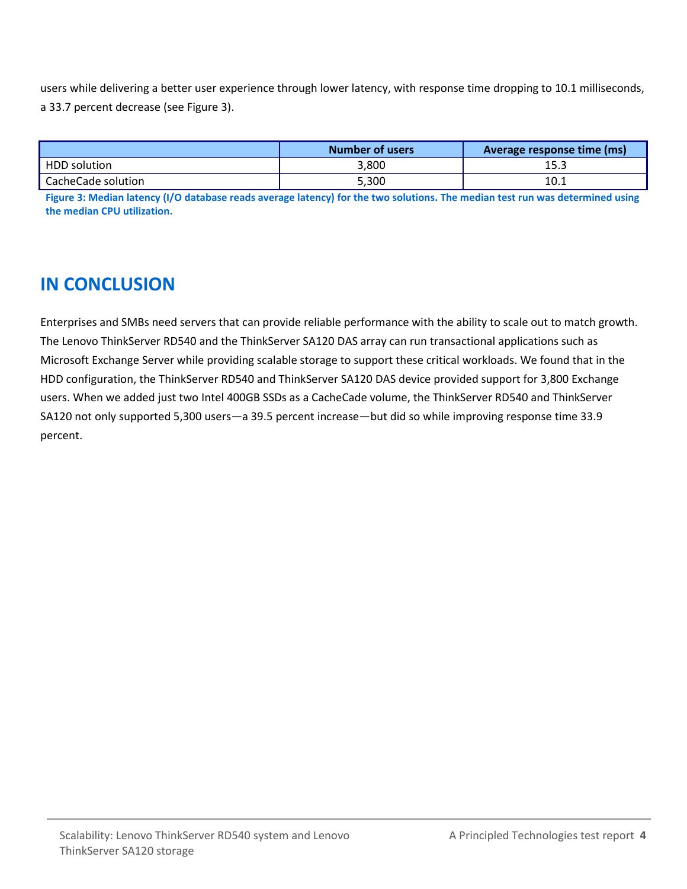users while delivering a better user experience through lower latency, with response time dropping to 10.1 milliseconds, a 33.7 percent decrease (see Figure 3).

| | Number of users | Average response time (ms) |
|---|---|---|
| HDD solution | 3,800 | 15.3 |
| CacheCade solution | 5,300 | 10.1 |

**Figure 3: Median latency (I/O database reads average latency) for the two solutions. The median test run was determined using the median CPU utilization.**

## IN CONCLUSION

Enterprises and SMBs need servers that can provide reliable performance with the ability to scale out to match growth. The Lenovo ThinkServer RD540 and the ThinkServer SA120 DAS array can run transactional applications such as Microsoft Exchange Server while providing scalable storage to support these critical workloads. We found that in the HDD configuration, the ThinkServer RD540 and ThinkServer SA120 DAS device provided support for 3,800 Exchange users. When we added just two Intel 400GB SSDs as a CacheCade volume, the ThinkServer RD540 and ThinkServer SA120 not only supported 5,300 users—a 39.5 percent increase—but did so while improving response time 33.9 percent.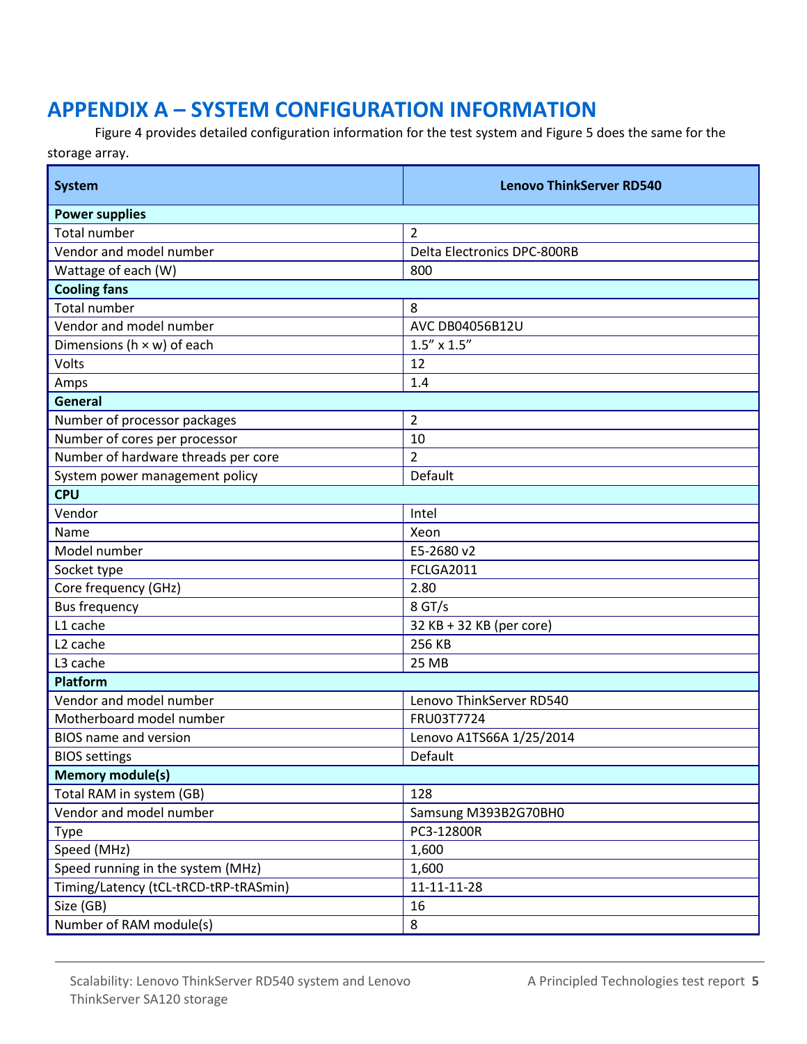# APPENDIX A – SYSTEM CONFIGURATION INFORMATION

Figure 4 provides detailed configuration information for the test system and Figure 5 does the same for the storage array.

| System | Lenovo ThinkServer RD540 |
|---|---|
| **Power supplies** | |
| Total number | 2 |
| Vendor and model number | Delta Electronics DPC-800RB |
| Wattage of each (W) | 800 |
| **Cooling fans** | |
| Total number | 8 |
| Vendor and model number | AVC DB04056B12U |
| Dimensions (h × w) of each | 1.5″ x 1.5″ |
| Volts | 12 |
| Amps | 1.4 |
| **General** | |
| Number of processor packages | 2 |
| Number of cores per processor | 10 |
| Number of hardware threads per core | 2 |
| System power management policy | Default |
| **CPU** | |
| Vendor | Intel |
| Name | Xeon |
| Model number | E5-2680 v2 |
| Socket type | FCLGA2011 |
| Core frequency (GHz) | 2.80 |
| Bus frequency | 8 GT/s |
| L1 cache | 32 KB + 32 KB (per core) |
| L2 cache | 256 KB |
| L3 cache | 25 MB |
| **Platform** | |
| Vendor and model number | Lenovo ThinkServer RD540 |
| Motherboard model number | FRU03T7724 |
| BIOS name and version | Lenovo A1TS66A 1/25/2014 |
| BIOS settings | Default |
| **Memory module(s)** | |
| Total RAM in system (GB) | 128 |
| Vendor and model number | Samsung M393B2G70BH0 |
| Type | PC3-12800R |
| Speed (MHz) | 1,600 |
| Speed running in the system (MHz) | 1,600 |
| Timing/Latency (tCL-tRCD-tRP-tRASmin) | 11-11-11-28 |
| Size (GB) | 16 |
| Number of RAM module(s) | 8 |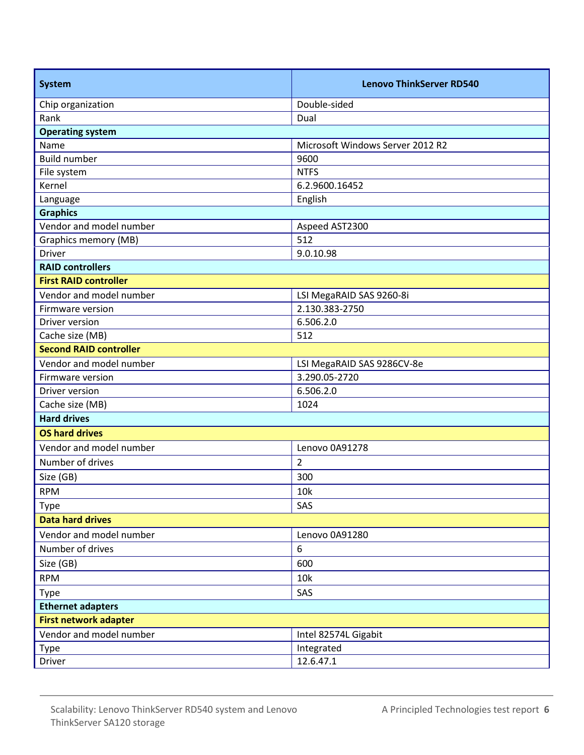| System | Lenovo ThinkServer RD540 |
| --- | --- |
| Chip organization | Double-sided |
| Rank | Dual |
| **Operating system** | |
| Name | Microsoft Windows Server 2012 R2 |
| Build number | 9600 |
| File system | NTFS |
| Kernel | 6.2.9600.16452 |
| Language | English |
| **Graphics** | |
| Vendor and model number | Aspeed AST2300 |
| Graphics memory (MB) | 512 |
| Driver | 9.0.10.98 |
| **RAID controllers** | |
| **First RAID controller** | |
| Vendor and model number | LSI MegaRAID SAS 9260-8i |
| Firmware version | 2.130.383-2750 |
| Driver version | 6.506.2.0 |
| Cache size (MB) | 512 |
| **Second RAID controller** | |
| Vendor and model number | LSI MegaRAID SAS 9286CV-8e |
| Firmware version | 3.290.05-2720 |
| Driver version | 6.506.2.0 |
| Cache size (MB) | 1024 |
| **Hard drives** | |
| **OS hard drives** | |
| Vendor and model number | Lenovo 0A91278 |
| Number of drives | 2 |
| Size (GB) | 300 |
| RPM | 10k |
| Type | SAS |
| **Data hard drives** | |
| Vendor and model number | Lenovo 0A91280 |
| Number of drives | 6 |
| Size (GB) | 600 |
| RPM | 10k |
| Type | SAS |
| **Ethernet adapters** | |
| **First network adapter** | |
| Vendor and model number | Intel 82574L Gigabit |
| Type | Integrated |
| Driver | 12.6.47.1 |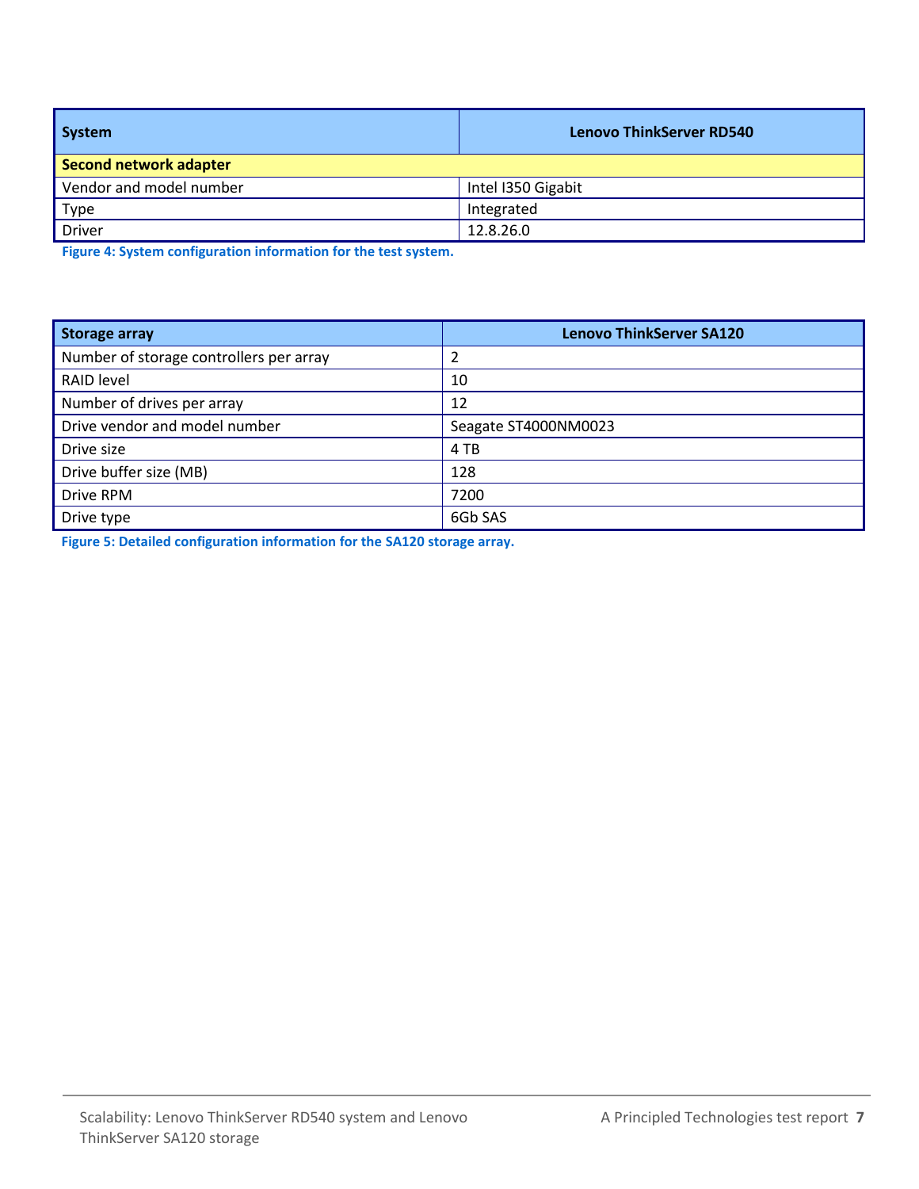| System | Lenovo ThinkServer RD540 |
| --- | --- |
| **Second network adapter** | |
| Vendor and model number | Intel I350 Gigabit |
| Type | Integrated |
| Driver | 12.8.26.0 |

**Figure 4: System configuration information for the test system.**

| Storage array | Lenovo ThinkServer SA120 |
| --- | --- |
| Number of storage controllers per array | 2 |
| RAID level | 10 |
| Number of drives per array | 12 |
| Drive vendor and model number | Seagate ST4000NM0023 |
| Drive size | 4 TB |
| Drive buffer size (MB) | 128 |
| Drive RPM | 7200 |
| Drive type | 6Gb SAS |

**Figure 5: Detailed configuration information for the SA120 storage array.**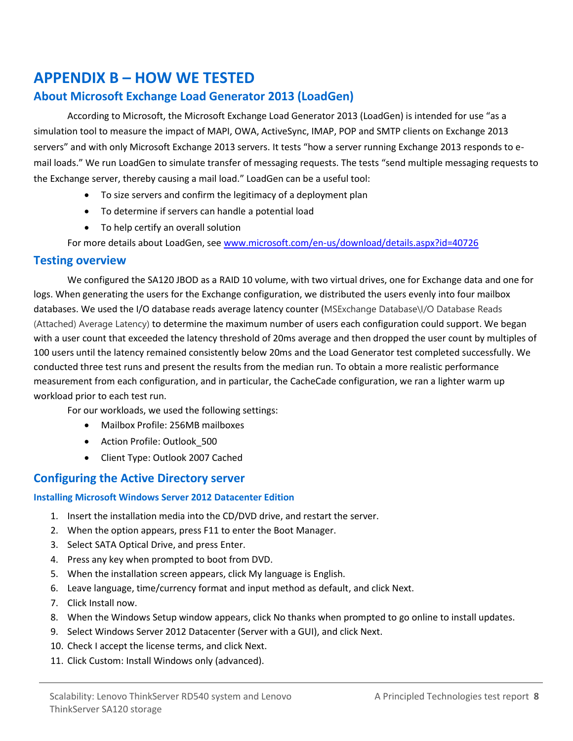# APPENDIX B – HOW WE TESTED

## About Microsoft Exchange Load Generator 2013 (LoadGen)

According to Microsoft, the Microsoft Exchange Load Generator 2013 (LoadGen) is intended for use "as a simulation tool to measure the impact of MAPI, OWA, ActiveSync, IMAP, POP and SMTP clients on Exchange 2013 servers" and with only Microsoft Exchange 2013 servers. It tests "how a server running Exchange 2013 responds to e-mail loads." We run LoadGen to simulate transfer of messaging requests. The tests "send multiple messaging requests to the Exchange server, thereby causing a mail load." LoadGen can be a useful tool:

- To size servers and confirm the legitimacy of a deployment plan
- To determine if servers can handle a potential load
- To help certify an overall solution

For more details about LoadGen, see [www.microsoft.com/en-us/download/details.aspx?id=40726](www.microsoft.com/en-us/download/details.aspx?id=40726)

## Testing overview

We configured the SA120 JBOD as a RAID 10 volume, with two virtual drives, one for Exchange data and one for logs. When generating the users for the Exchange configuration, we distributed the users evenly into four mailbox databases. We used the I/O database reads average latency counter (MSExchange Database\I/O Database Reads (Attached) Average Latency) to determine the maximum number of users each configuration could support. We began with a user count that exceeded the latency threshold of 20ms average and then dropped the user count by multiples of 100 users until the latency remained consistently below 20ms and the Load Generator test completed successfully. We conducted three test runs and present the results from the median run. To obtain a more realistic performance measurement from each configuration, and in particular, the CacheCade configuration, we ran a lighter warm up workload prior to each test run.

For our workloads, we used the following settings:

- Mailbox Profile: 256MB mailboxes
- Action Profile: Outlook_500
- Client Type: Outlook 2007 Cached

## Configuring the Active Directory server

### Installing Microsoft Windows Server 2012 Datacenter Edition

1. Insert the installation media into the CD/DVD drive, and restart the server.
2. When the option appears, press F11 to enter the Boot Manager.
3. Select SATA Optical Drive, and press Enter.
4. Press any key when prompted to boot from DVD.
5. When the installation screen appears, click My language is English.
6. Leave language, time/currency format and input method as default, and click Next.
7. Click Install now.
8. When the Windows Setup window appears, click No thanks when prompted to go online to install updates.
9. Select Windows Server 2012 Datacenter (Server with a GUI), and click Next.
10. Check I accept the license terms, and click Next.
11. Click Custom: Install Windows only (advanced).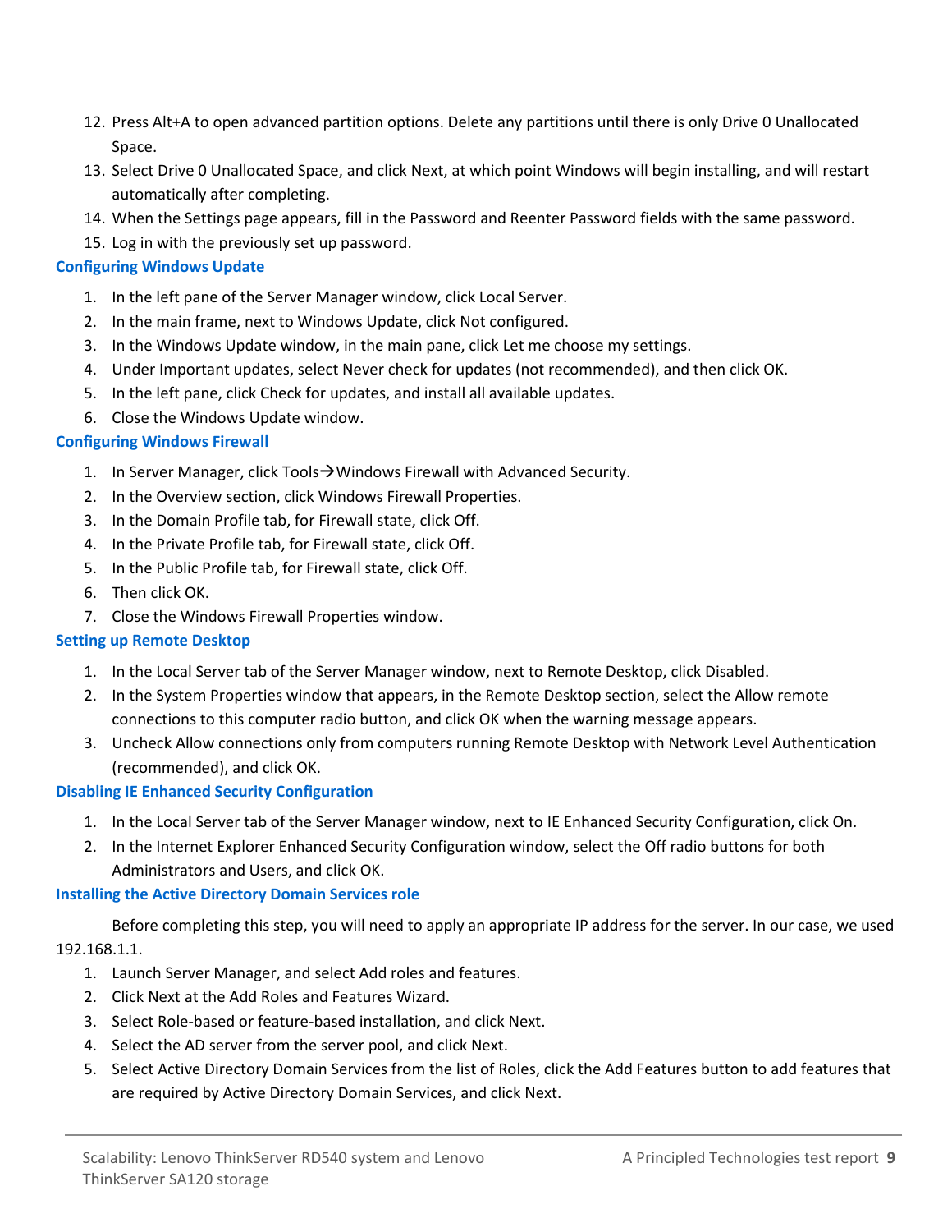12. Press Alt+A to open advanced partition options. Delete any partitions until there is only Drive 0 Unallocated Space.
13. Select Drive 0 Unallocated Space, and click Next, at which point Windows will begin installing, and will restart automatically after completing.
14. When the Settings page appears, fill in the Password and Reenter Password fields with the same password.
15. Log in with the previously set up password.

### Configuring Windows Update

1. In the left pane of the Server Manager window, click Local Server.
2. In the main frame, next to Windows Update, click Not configured.
3. In the Windows Update window, in the main pane, click Let me choose my settings.
4. Under Important updates, select Never check for updates (not recommended), and then click OK.
5. In the left pane, click Check for updates, and install all available updates.
6. Close the Windows Update window.

### Configuring Windows Firewall

1. In Server Manager, click Tools→Windows Firewall with Advanced Security.
2. In the Overview section, click Windows Firewall Properties.
3. In the Domain Profile tab, for Firewall state, click Off.
4. In the Private Profile tab, for Firewall state, click Off.
5. In the Public Profile tab, for Firewall state, click Off.
6. Then click OK.
7. Close the Windows Firewall Properties window.

### Setting up Remote Desktop

1. In the Local Server tab of the Server Manager window, next to Remote Desktop, click Disabled.
2. In the System Properties window that appears, in the Remote Desktop section, select the Allow remote connections to this computer radio button, and click OK when the warning message appears.
3. Uncheck Allow connections only from computers running Remote Desktop with Network Level Authentication (recommended), and click OK.

### Disabling IE Enhanced Security Configuration

1. In the Local Server tab of the Server Manager window, next to IE Enhanced Security Configuration, click On.
2. In the Internet Explorer Enhanced Security Configuration window, select the Off radio buttons for both Administrators and Users, and click OK.

### Installing the Active Directory Domain Services role

Before completing this step, you will need to apply an appropriate IP address for the server. In our case, we used 192.168.1.1.

1. Launch Server Manager, and select Add roles and features.
2. Click Next at the Add Roles and Features Wizard.
3. Select Role-based or feature-based installation, and click Next.
4. Select the AD server from the server pool, and click Next.
5. Select Active Directory Domain Services from the list of Roles, click the Add Features button to add features that are required by Active Directory Domain Services, and click Next.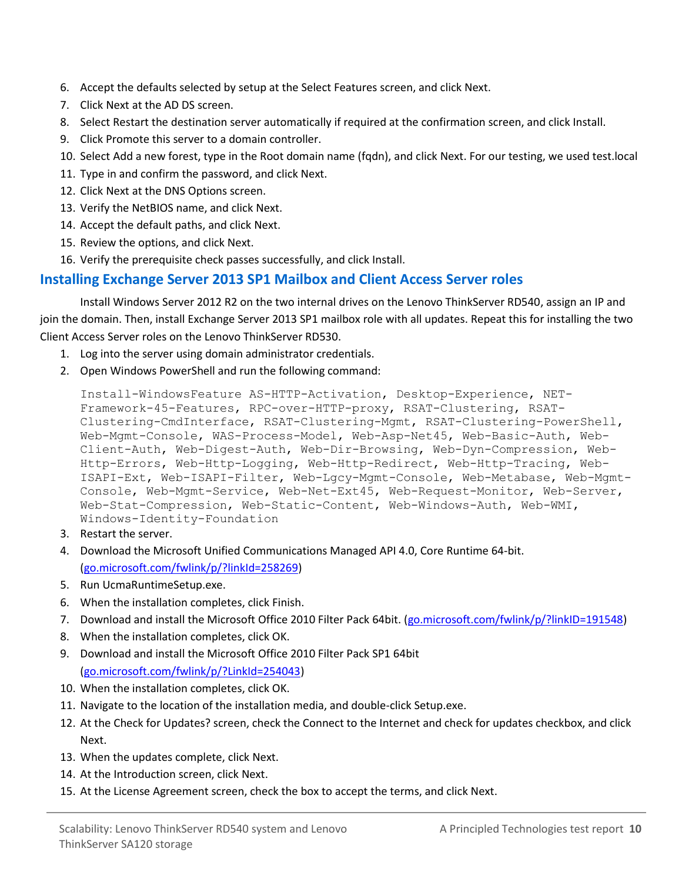6. Accept the defaults selected by setup at the Select Features screen, and click Next.
7. Click Next at the AD DS screen.
8. Select Restart the destination server automatically if required at the confirmation screen, and click Install.
9. Click Promote this server to a domain controller.
10. Select Add a new forest, type in the Root domain name (fqdn), and click Next. For our testing, we used test.local
11. Type in and confirm the password, and click Next.
12. Click Next at the DNS Options screen.
13. Verify the NetBIOS name, and click Next.
14. Accept the default paths, and click Next.
15. Review the options, and click Next.
16. Verify the prerequisite check passes successfully, and click Install.

## Installing Exchange Server 2013 SP1 Mailbox and Client Access Server roles

Install Windows Server 2012 R2 on the two internal drives on the Lenovo ThinkServer RD540, assign an IP and join the domain. Then, install Exchange Server 2013 SP1 mailbox role with all updates. Repeat this for installing the two Client Access Server roles on the Lenovo ThinkServer RD530.

1. Log into the server using domain administrator credentials.
2. Open Windows PowerShell and run the following command:

```
Install-WindowsFeature AS-HTTP-Activation, Desktop-Experience, NET-Framework-45-Features, RPC-over-HTTP-proxy, RSAT-Clustering, RSAT-Clustering-CmdInterface, RSAT-Clustering-Mgmt, RSAT-Clustering-PowerShell, Web-Mgmt-Console, WAS-Process-Model, Web-Asp-Net45, Web-Basic-Auth, Web-Client-Auth, Web-Digest-Auth, Web-Dir-Browsing, Web-Dyn-Compression, Web-Http-Errors, Web-Http-Logging, Web-Http-Redirect, Web-Http-Tracing, Web-ISAPI-Ext, Web-ISAPI-Filter, Web-Lgcy-Mgmt-Console, Web-Metabase, Web-Mgmt-Console, Web-Mgmt-Service, Web-Net-Ext45, Web-Request-Monitor, Web-Server, Web-Stat-Compression, Web-Static-Content, Web-Windows-Auth, Web-WMI, Windows-Identity-Foundation
```

3. Restart the server.
4. Download the Microsoft Unified Communications Managed API 4.0, Core Runtime 64-bit. (go.microsoft.com/fwlink/p/?linkId=258269)
5. Run UcmaRuntimeSetup.exe.
6. When the installation completes, click Finish.
7. Download and install the Microsoft Office 2010 Filter Pack 64bit. (go.microsoft.com/fwlink/p/?linkID=191548)
8. When the installation completes, click OK.
9. Download and install the Microsoft Office 2010 Filter Pack SP1 64bit (go.microsoft.com/fwlink/p/?LinkId=254043)
10. When the installation completes, click OK.
11. Navigate to the location of the installation media, and double-click Setup.exe.
12. At the Check for Updates? screen, check the Connect to the Internet and check for updates checkbox, and click Next.
13. When the updates complete, click Next.
14. At the Introduction screen, click Next.
15. At the License Agreement screen, check the box to accept the terms, and click Next.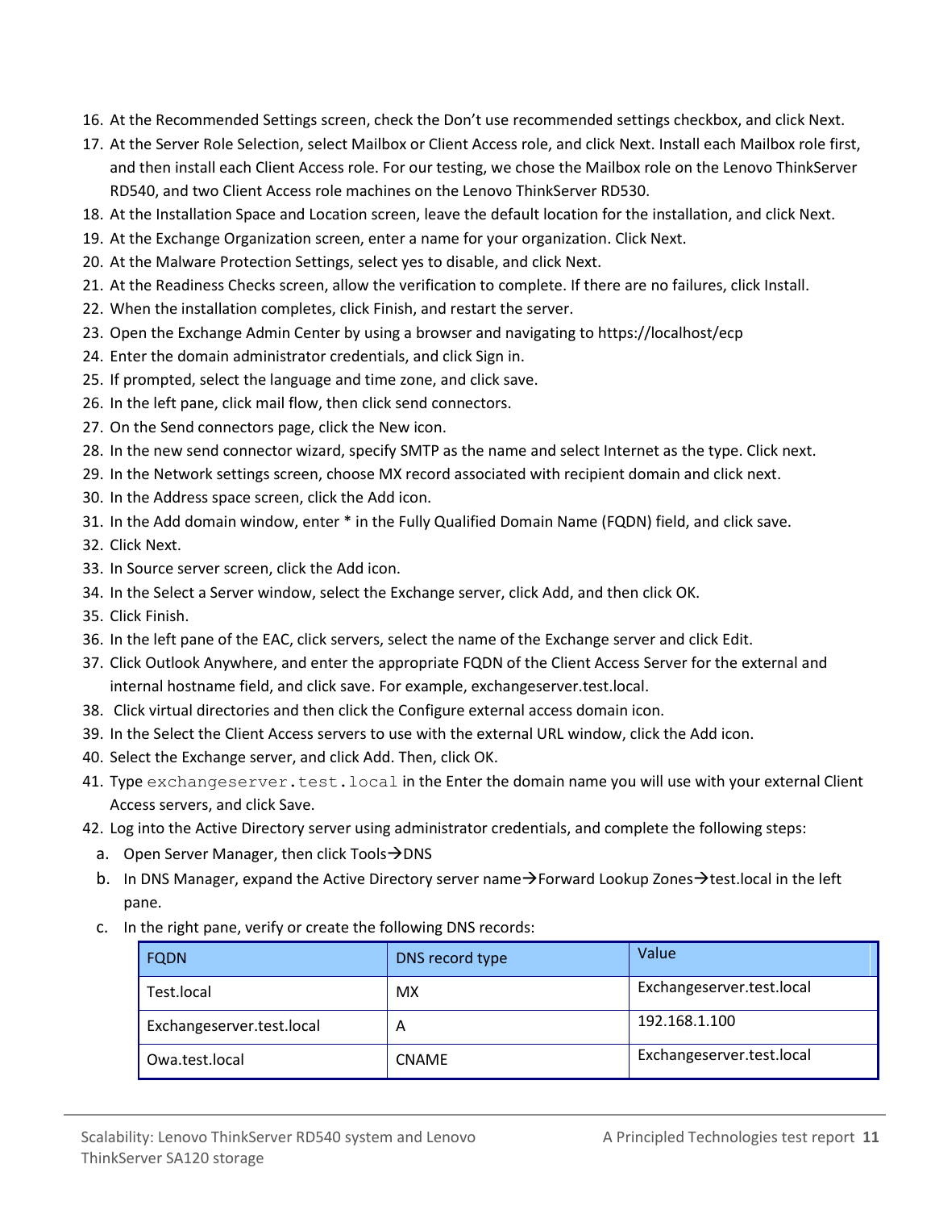16. At the Recommended Settings screen, check the Don't use recommended settings checkbox, and click Next.
17. At the Server Role Selection, select Mailbox or Client Access role, and click Next. Install each Mailbox role first, and then install each Client Access role. For our testing, we chose the Mailbox role on the Lenovo ThinkServer RD540, and two Client Access role machines on the Lenovo ThinkServer RD530.
18. At the Installation Space and Location screen, leave the default location for the installation, and click Next.
19. At the Exchange Organization screen, enter a name for your organization. Click Next.
20. At the Malware Protection Settings, select yes to disable, and click Next.
21. At the Readiness Checks screen, allow the verification to complete. If there are no failures, click Install.
22. When the installation completes, click Finish, and restart the server.
23. Open the Exchange Admin Center by using a browser and navigating to https://localhost/ecp
24. Enter the domain administrator credentials, and click Sign in.
25. If prompted, select the language and time zone, and click save.
26. In the left pane, click mail flow, then click send connectors.
27. On the Send connectors page, click the New icon.
28. In the new send connector wizard, specify SMTP as the name and select Internet as the type. Click next.
29. In the Network settings screen, choose MX record associated with recipient domain and click next.
30. In the Address space screen, click the Add icon.
31. In the Add domain window, enter * in the Fully Qualified Domain Name (FQDN) field, and click save.
32. Click Next.
33. In Source server screen, click the Add icon.
34. In the Select a Server window, select the Exchange server, click Add, and then click OK.
35. Click Finish.
36. In the left pane of the EAC, click servers, select the name of the Exchange server and click Edit.
37. Click Outlook Anywhere, and enter the appropriate FQDN of the Client Access Server for the external and internal hostname field, and click save. For example, exchangeserver.test.local.
38. Click virtual directories and then click the Configure external access domain icon.
39. In the Select the Client Access servers to use with the external URL window, click the Add icon.
40. Select the Exchange server, and click Add. Then, click OK.
41. Type `exchangeserver.test.local` in the Enter the domain name you will use with your external Client Access servers, and click Save.
42. Log into the Active Directory server using administrator credentials, and complete the following steps:
    a. Open Server Manager, then click Tools→DNS
    b. In DNS Manager, expand the Active Directory server name→Forward Lookup Zones→test.local in the left pane.
    c. In the right pane, verify or create the following DNS records:

| FQDN | DNS record type | Value |
|---|---|---|
| Test.local | MX | Exchangeserver.test.local |
| Exchangeserver.test.local | A | 192.168.1.100 |
| Owa.test.local | CNAME | Exchangeserver.test.local |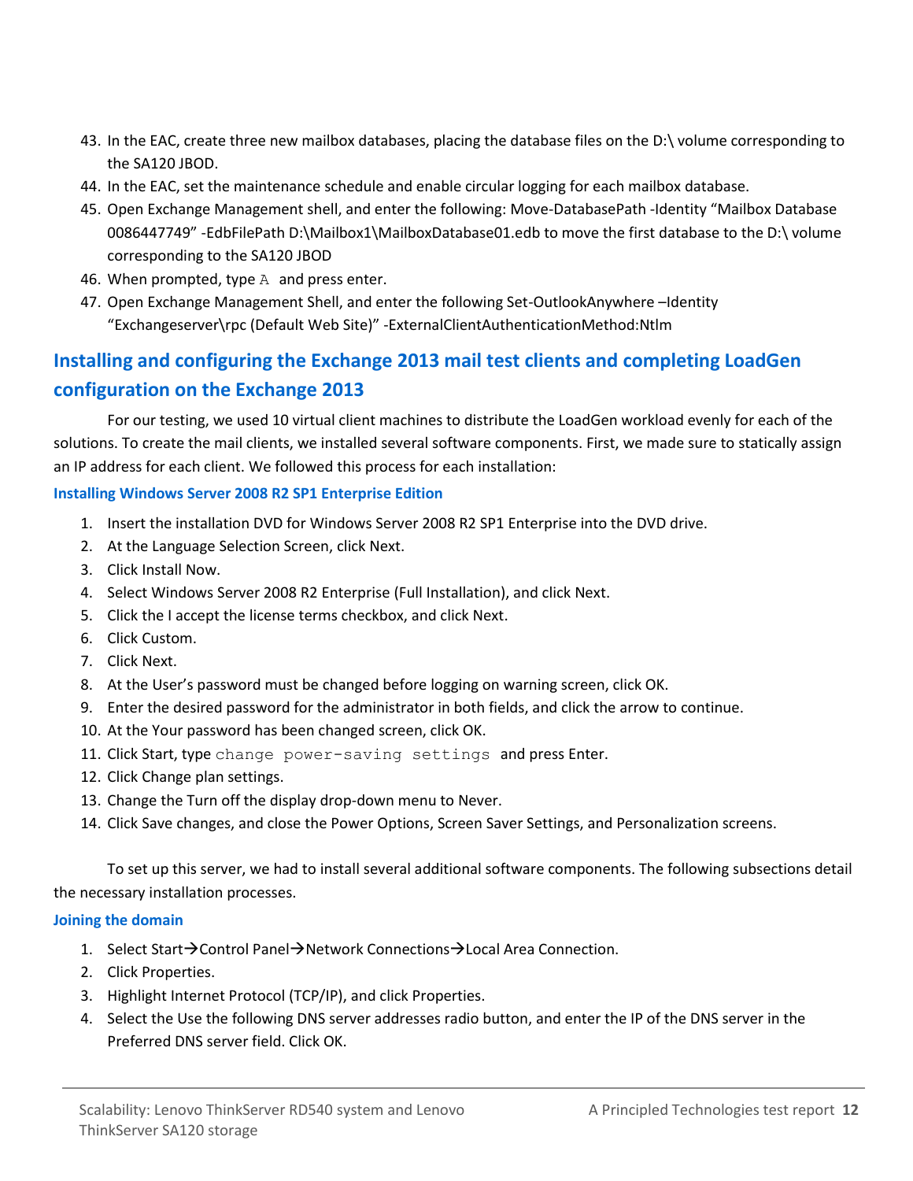43. In the EAC, create three new mailbox databases, placing the database files on the D:\ volume corresponding to the SA120 JBOD.
44. In the EAC, set the maintenance schedule and enable circular logging for each mailbox database.
45. Open Exchange Management shell, and enter the following: Move-DatabasePath -Identity "Mailbox Database 0086447749" -EdbFilePath D:\Mailbox1\MailboxDatabase01.edb to move the first database to the D:\ volume corresponding to the SA120 JBOD
46. When prompted, type `A` and press enter.
47. Open Exchange Management Shell, and enter the following Set-OutlookAnywhere –Identity "Exchangeserver\rpc (Default Web Site)" -ExternalClientAuthenticationMethod:Ntlm

## Installing and configuring the Exchange 2013 mail test clients and completing LoadGen configuration on the Exchange 2013

For our testing, we used 10 virtual client machines to distribute the LoadGen workload evenly for each of the solutions. To create the mail clients, we installed several software components. First, we made sure to statically assign an IP address for each client. We followed this process for each installation:

### Installing Windows Server 2008 R2 SP1 Enterprise Edition

1. Insert the installation DVD for Windows Server 2008 R2 SP1 Enterprise into the DVD drive.
2. At the Language Selection Screen, click Next.
3. Click Install Now.
4. Select Windows Server 2008 R2 Enterprise (Full Installation), and click Next.
5. Click the I accept the license terms checkbox, and click Next.
6. Click Custom.
7. Click Next.
8. At the User's password must be changed before logging on warning screen, click OK.
9. Enter the desired password for the administrator in both fields, and click the arrow to continue.
10. At the Your password has been changed screen, click OK.
11. Click Start, type `change power-saving settings` and press Enter.
12. Click Change plan settings.
13. Change the Turn off the display drop-down menu to Never.
14. Click Save changes, and close the Power Options, Screen Saver Settings, and Personalization screens.

To set up this server, we had to install several additional software components. The following subsections detail the necessary installation processes.

### Joining the domain

1. Select Start→Control Panel→Network Connections→Local Area Connection.
2. Click Properties.
3. Highlight Internet Protocol (TCP/IP), and click Properties.
4. Select the Use the following DNS server addresses radio button, and enter the IP of the DNS server in the Preferred DNS server field. Click OK.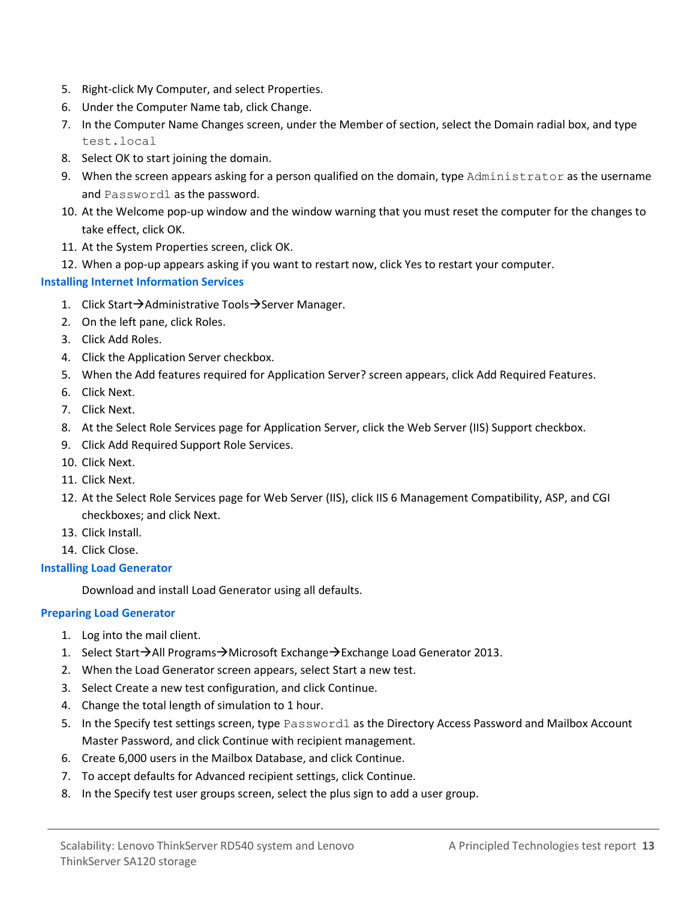5. Right-click My Computer, and select Properties.
6. Under the Computer Name tab, click Change.
7. In the Computer Name Changes screen, under the Member of section, select the Domain radial box, and type `test.local`
8. Select OK to start joining the domain.
9. When the screen appears asking for a person qualified on the domain, type `Administrator` as the username and `Password1` as the password.
10. At the Welcome pop-up window and the window warning that you must reset the computer for the changes to take effect, click OK.
11. At the System Properties screen, click OK.
12. When a pop-up appears asking if you want to restart now, click Yes to restart your computer.

### Installing Internet Information Services

1. Click Start→Administrative Tools→Server Manager.
2. On the left pane, click Roles.
3. Click Add Roles.
4. Click the Application Server checkbox.
5. When the Add features required for Application Server? screen appears, click Add Required Features.
6. Click Next.
7. Click Next.
8. At the Select Role Services page for Application Server, click the Web Server (IIS) Support checkbox.
9. Click Add Required Support Role Services.
10. Click Next.
11. Click Next.
12. At the Select Role Services page for Web Server (IIS), click IIS 6 Management Compatibility, ASP, and CGI checkboxes; and click Next.
13. Click Install.
14. Click Close.

### Installing Load Generator

Download and install Load Generator using all defaults.

### Preparing Load Generator

1. Log into the mail client.
1. Select Start→All Programs→Microsoft Exchange→Exchange Load Generator 2013.
2. When the Load Generator screen appears, select Start a new test.
3. Select Create a new test configuration, and click Continue.
4. Change the total length of simulation to 1 hour.
5. In the Specify test settings screen, type `Password1` as the Directory Access Password and Mailbox Account Master Password, and click Continue with recipient management.
6. Create 6,000 users in the Mailbox Database, and click Continue.
7. To accept defaults for Advanced recipient settings, click Continue.
8. In the Specify test user groups screen, select the plus sign to add a user group.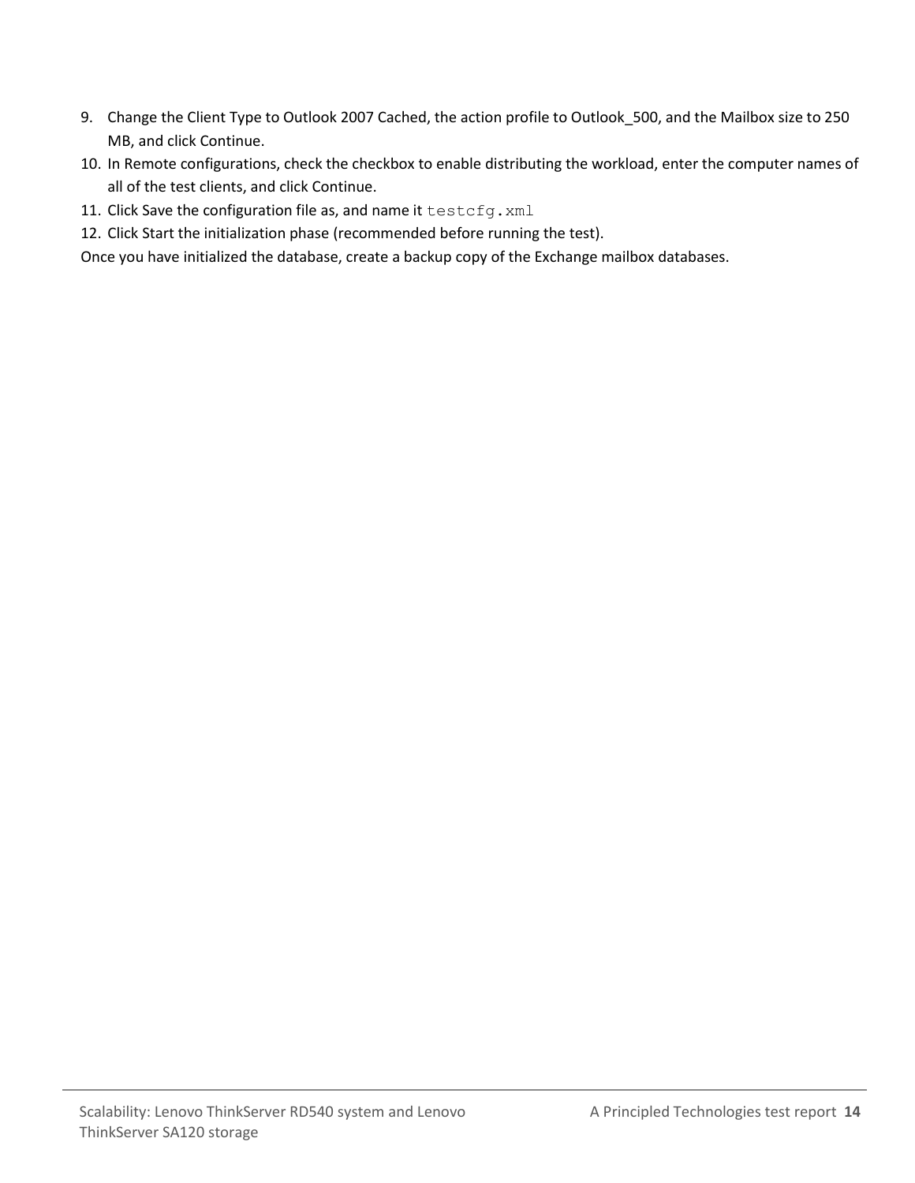9. Change the Client Type to Outlook 2007 Cached, the action profile to Outlook_500, and the Mailbox size to 250 MB, and click Continue.
10. In Remote configurations, check the checkbox to enable distributing the workload, enter the computer names of all of the test clients, and click Continue.
11. Click Save the configuration file as, and name it `testcfg.xml`
12. Click Start the initialization phase (recommended before running the test).

Once you have initialized the database, create a backup copy of the Exchange mailbox databases.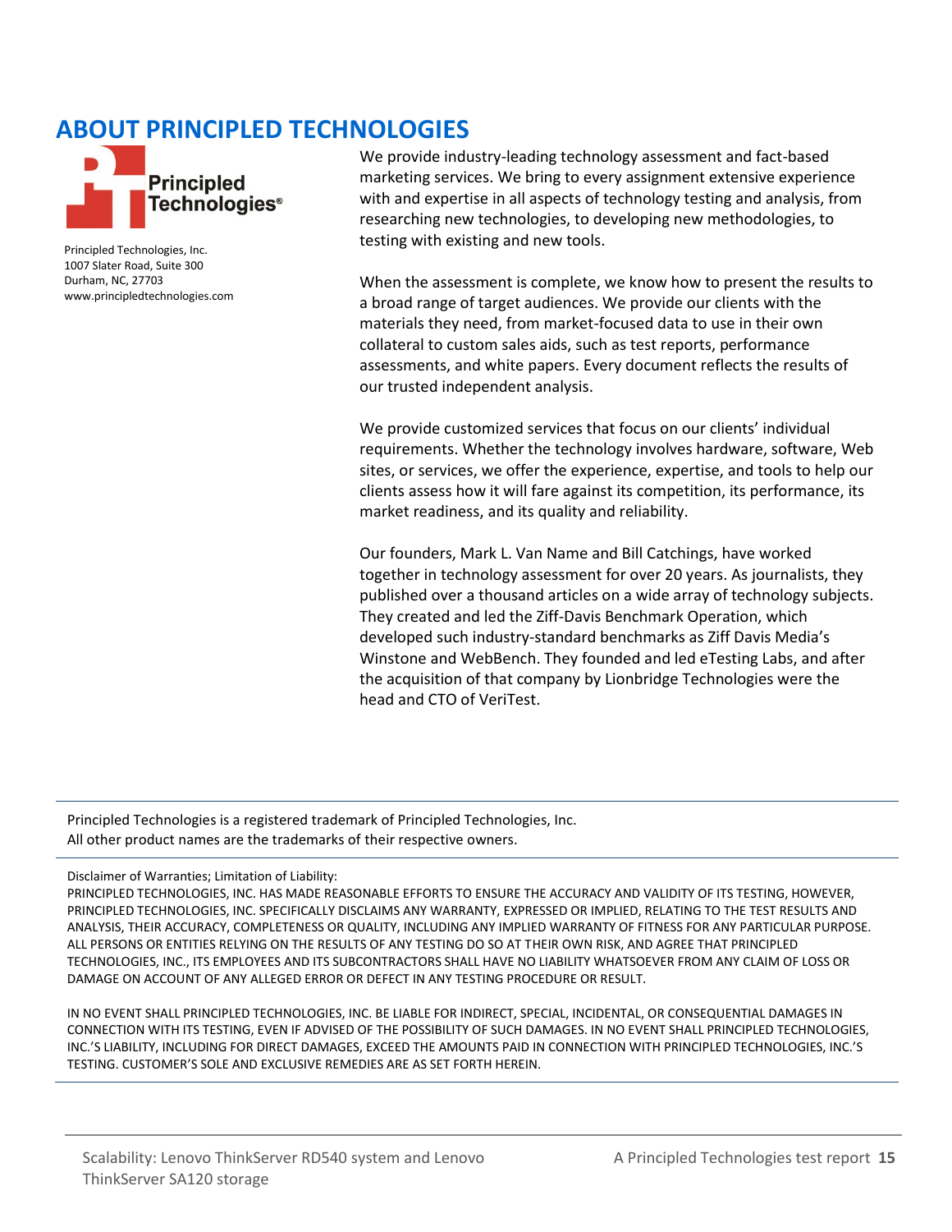## ABOUT PRINCIPLED TECHNOLOGIES

Principled Technologies, Inc.
1007 Slater Road, Suite 300
Durham, NC, 27703
www.principledtechnologies.com

We provide industry-leading technology assessment and fact-based marketing services. We bring to every assignment extensive experience with and expertise in all aspects of technology testing and analysis, from researching new technologies, to developing new methodologies, to testing with existing and new tools.

When the assessment is complete, we know how to present the results to a broad range of target audiences. We provide our clients with the materials they need, from market-focused data to use in their own collateral to custom sales aids, such as test reports, performance assessments, and white papers. Every document reflects the results of our trusted independent analysis.

We provide customized services that focus on our clients' individual requirements. Whether the technology involves hardware, software, Web sites, or services, we offer the experience, expertise, and tools to help our clients assess how it will fare against its competition, its performance, its market readiness, and its quality and reliability.

Our founders, Mark L. Van Name and Bill Catchings, have worked together in technology assessment for over 20 years. As journalists, they published over a thousand articles on a wide array of technology subjects. They created and led the Ziff-Davis Benchmark Operation, which developed such industry-standard benchmarks as Ziff Davis Media's Winstone and WebBench. They founded and led eTesting Labs, and after the acquisition of that company by Lionbridge Technologies were the head and CTO of VeriTest.

---

Principled Technologies is a registered trademark of Principled Technologies, Inc.
All other product names are the trademarks of their respective owners.

---

Disclaimer of Warranties; Limitation of Liability:
PRINCIPLED TECHNOLOGIES, INC. HAS MADE REASONABLE EFFORTS TO ENSURE THE ACCURACY AND VALIDITY OF ITS TESTING, HOWEVER, PRINCIPLED TECHNOLOGIES, INC. SPECIFICALLY DISCLAIMS ANY WARRANTY, EXPRESSED OR IMPLIED, RELATING TO THE TEST RESULTS AND ANALYSIS, THEIR ACCURACY, COMPLETENESS OR QUALITY, INCLUDING ANY IMPLIED WARRANTY OF FITNESS FOR ANY PARTICULAR PURPOSE. ALL PERSONS OR ENTITIES RELYING ON THE RESULTS OF ANY TESTING DO SO AT THEIR OWN RISK, AND AGREE THAT PRINCIPLED TECHNOLOGIES, INC., ITS EMPLOYEES AND ITS SUBCONTRACTORS SHALL HAVE NO LIABILITY WHATSOEVER FROM ANY CLAIM OF LOSS OR DAMAGE ON ACCOUNT OF ANY ALLEGED ERROR OR DEFECT IN ANY TESTING PROCEDURE OR RESULT.

IN NO EVENT SHALL PRINCIPLED TECHNOLOGIES, INC. BE LIABLE FOR INDIRECT, SPECIAL, INCIDENTAL, OR CONSEQUENTIAL DAMAGES IN CONNECTION WITH ITS TESTING, EVEN IF ADVISED OF THE POSSIBILITY OF SUCH DAMAGES. IN NO EVENT SHALL PRINCIPLED TECHNOLOGIES, INC.'S LIABILITY, INCLUDING FOR DIRECT DAMAGES, EXCEED THE AMOUNTS PAID IN CONNECTION WITH PRINCIPLED TECHNOLOGIES, INC.'S TESTING. CUSTOMER'S SOLE AND EXCLUSIVE REMEDIES ARE AS SET FORTH HEREIN.